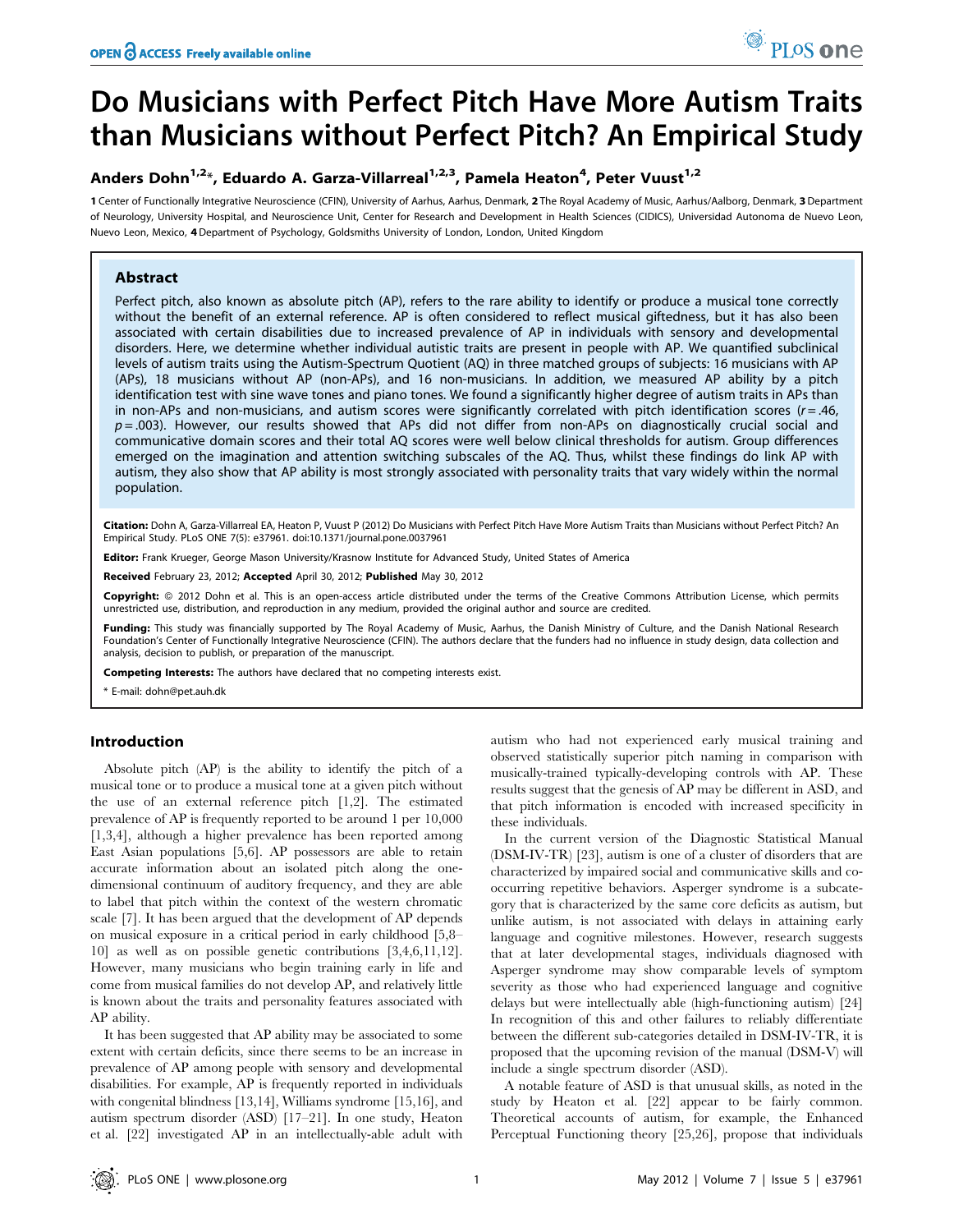# Do Musicians with Perfect Pitch Have More Autism Traits than Musicians without Perfect Pitch? An Empirical Study

**Anders Dohn[1,2]*, Eduardo A. Garza-Villarreal[1,2,3], Pamela Heaton[4], Peter Vuust[1,2]**

**1** Center of Functionally Integrative Neuroscience (CFIN), University of Aarhus, Aarhus, Denmark, **2** The Royal Academy of Music, Aarhus/Aalborg, Denmark, **3** Department of Neurology, University Hospital, and Neuroscience Unit, Center for Research and Development in Health Sciences (CIDICS), Universidad Autonoma de Nuevo Leon, Nuevo Leon, Mexico, **4** Department of Psychology, Goldsmiths University of London, London, United Kingdom

## Abstract

Perfect pitch, also known as absolute pitch (AP), refers to the rare ability to identify or produce a musical tone correctly without the benefit of an external reference. AP is often considered to reflect musical giftedness, but it has also been associated with certain disabilities due to increased prevalence of AP in individuals with sensory and developmental disorders. Here, we determine whether individual autistic traits are present in people with AP. We quantified subclinical levels of autism traits using the Autism-Spectrum Quotient (AQ) in three matched groups of subjects: 16 musicians with AP (APs), 18 musicians without AP (non-APs), and 16 non-musicians. In addition, we measured AP ability by a pitch identification test with sine wave tones and piano tones. We found a significantly higher degree of autism traits in APs than in non-APs and non-musicians, and autism scores were significantly correlated with pitch identification scores ($r = .46$, $p = .003$). However, our results showed that APs did not differ from non-APs on diagnostically crucial social and communicative domain scores and their total AQ scores were well below clinical thresholds for autism. Group differences emerged on the imagination and attention switching subscales of the AQ. Thus, whilst these findings do link AP with autism, they also show that AP ability is most strongly associated with personality traits that vary widely within the normal population.

**Citation:** Dohn A, Garza-Villarreal EA, Heaton P, Vuust P (2012) Do Musicians with Perfect Pitch Have More Autism Traits than Musicians without Perfect Pitch? An Empirical Study. PLoS ONE 7(5): e37961. doi:10.1371/journal.pone.0037961

**Editor:** Frank Krueger, George Mason University/Krasnow Institute for Advanced Study, United States of America

**Received** February 23, 2012; **Accepted** April 30, 2012; **Published** May 30, 2012

**Copyright:** © 2012 Dohn et al. This is an open-access article distributed under the terms of the Creative Commons Attribution License, which permits unrestricted use, distribution, and reproduction in any medium, provided the original author and source are credited.

**Funding:** This study was financially supported by The Royal Academy of Music, Aarhus, the Danish Ministry of Culture, and the Danish National Research Foundation's Center of Functionally Integrative Neuroscience (CFIN). The authors declare that the funders had no influence in study design, data collection and analysis, decision to publish, or preparation of the manuscript.

**Competing Interests:** The authors have declared that no competing interests exist.

* E-mail: dohn@pet.auh.dk

## Introduction

Absolute pitch (AP) is the ability to identify the pitch of a musical tone or to produce a musical tone at a given pitch without the use of an external reference pitch [1,2]. The estimated prevalence of AP is frequently reported to be around 1 per 10,000 [1,3,4], although a higher prevalence has been reported among East Asian populations [5,6]. AP possessors are able to retain accurate information about an isolated pitch along the one-dimensional continuum of auditory frequency, and they are able to label that pitch within the context of the western chromatic scale [7]. It has been argued that the development of AP depends on musical exposure in a critical period in early childhood [5,8–10] as well as on possible genetic contributions [3,4,6,11,12]. However, many musicians who begin training early in life and come from musical families do not develop AP, and relatively little is known about the traits and personality features associated with AP ability.

It has been suggested that AP ability may be associated to some extent with certain deficits, since there seems to be an increase in prevalence of AP among people with sensory and developmental disabilities. For example, AP is frequently reported in individuals with congenital blindness [13,14], Williams syndrome [15,16], and autism spectrum disorder (ASD) [17–21]. In one study, Heaton et al. [22] investigated AP in an intellectually-able adult with autism who had not experienced early musical training and observed statistically superior pitch naming in comparison with musically-trained typically-developing controls with AP. These results suggest that the genesis of AP may be different in ASD, and that pitch information is encoded with increased specificity in these individuals.

In the current version of the Diagnostic Statistical Manual (DSM-IV-TR) [23], autism is one of a cluster of disorders that are characterized by impaired social and communicative skills and co-occurring repetitive behaviors. Asperger syndrome is a subcategory that is characterized by the same core deficits as autism, but unlike autism, is not associated with delays in attaining early language and cognitive milestones. However, research suggests that at later developmental stages, individuals diagnosed with Asperger syndrome may show comparable levels of symptom severity as those who had experienced language and cognitive delays but were intellectually able (high-functioning autism) [24] In recognition of this and other failures to reliably differentiate between the different sub-categories detailed in DSM-IV-TR, it is proposed that the upcoming revision of the manual (DSM-V) will include a single spectrum disorder (ASD).

A notable feature of ASD is that unusual skills, as noted in the study by Heaton et al. [22] appear to be fairly common. Theoretical accounts of autism, for example, the Enhanced Perceptual Functioning theory [25,26], propose that individuals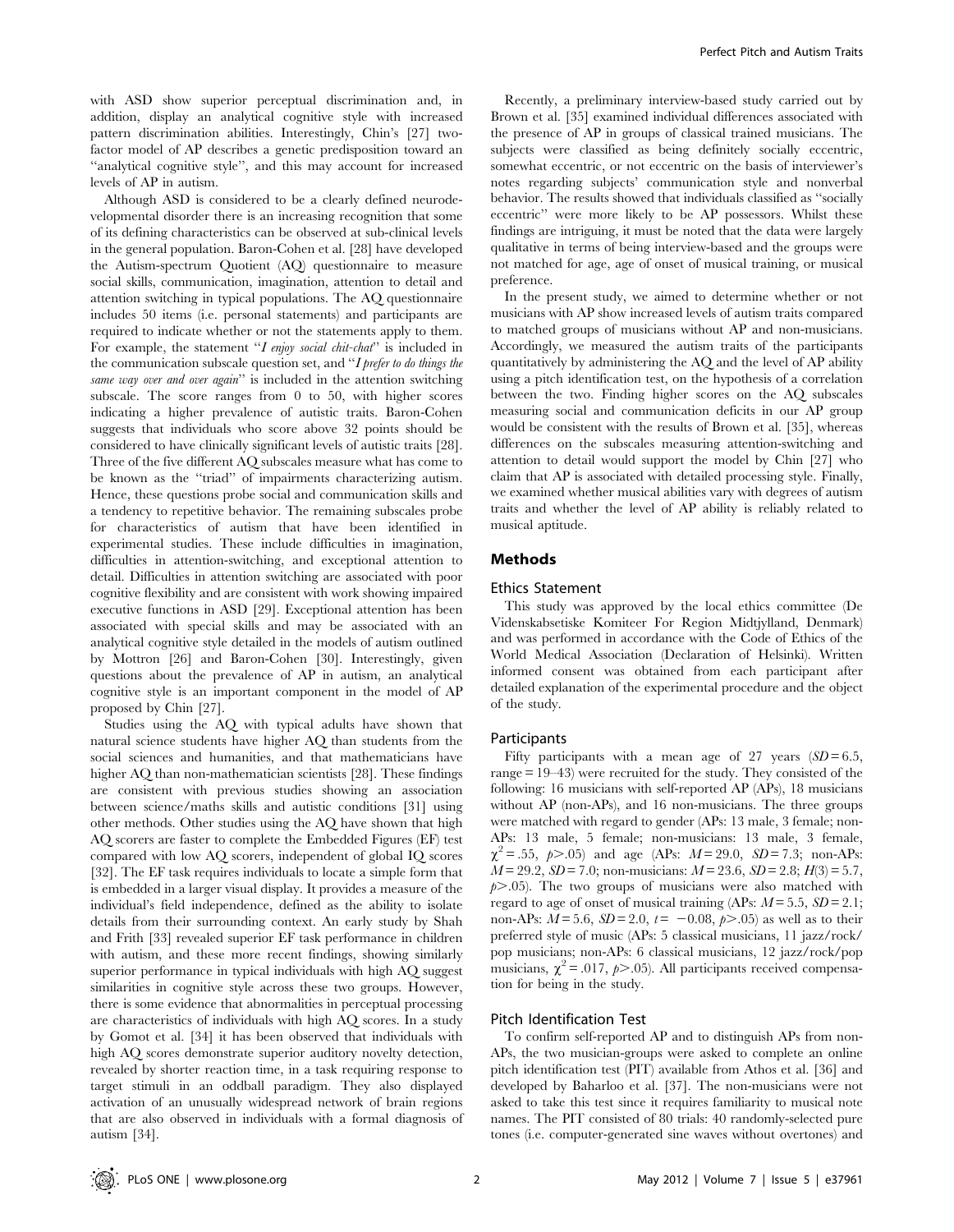with ASD show superior perceptual discrimination and, in addition, display an analytical cognitive style with increased pattern discrimination abilities. Interestingly, Chin's [27] two-factor model of AP describes a genetic predisposition toward an "analytical cognitive style", and this may account for increased levels of AP in autism.

Although ASD is considered to be a clearly defined neurodevelopmental disorder there is an increasing recognition that some of its defining characteristics can be observed at sub-clinical levels in the general population. Baron-Cohen et al. [28] have developed the Autism-spectrum Quotient (AQ) questionnaire to measure social skills, communication, imagination, attention to detail and attention switching in typical populations. The AQ questionnaire includes 50 items (i.e. personal statements) and participants are required to indicate whether or not the statements apply to them. For example, the statement "*I enjoy social chit-chat*" is included in the communication subscale question set, and "*I prefer to do things the same way over and over again*" is included in the attention switching subscale. The score ranges from 0 to 50, with higher scores indicating a higher prevalence of autistic traits. Baron-Cohen suggests that individuals who score above 32 points should be considered to have clinically significant levels of autistic traits [28]. Three of the five different AQ subscales measure what has come to be known as the "triad" of impairments characterizing autism. Hence, these questions probe social and communication skills and a tendency to repetitive behavior. The remaining subscales probe for characteristics of autism that have been identified in experimental studies. These include difficulties in imagination, difficulties in attention-switching, and exceptional attention to detail. Difficulties in attention switching are associated with poor cognitive flexibility and are consistent with work showing impaired executive functions in ASD [29]. Exceptional attention has been associated with special skills and may be associated with an analytical cognitive style detailed in the models of autism outlined by Mottron [26] and Baron-Cohen [30]. Interestingly, given questions about the prevalence of AP in autism, an analytical cognitive style is an important component in the model of AP proposed by Chin [27].

Studies using the AQ with typical adults have shown that natural science students have higher AQ than students from the social sciences and humanities, and that mathematicians have higher AQ than non-mathematician scientists [28]. These findings are consistent with previous studies showing an association between science/maths skills and autistic conditions [31] using other methods. Other studies using the AQ have shown that high AQ scorers are faster to complete the Embedded Figures (EF) test compared with low AQ scorers, independent of global IQ scores [32]. The EF task requires individuals to locate a simple form that is embedded in a larger visual display. It provides a measure of the individual's field independence, defined as the ability to isolate details from their surrounding context. An early study by Shah and Frith [33] revealed superior EF task performance in children with autism, and these more recent findings, showing similarly superior performance in typical individuals with high AQ suggest similarities in cognitive style across these two groups. However, there is some evidence that abnormalities in perceptual processing are characteristics of individuals with high AQ scores. In a study by Gomot et al. [34] it has been observed that individuals with high AQ scores demonstrate superior auditory novelty detection, revealed by shorter reaction time, in a task requiring response to target stimuli in an oddball paradigm. They also displayed activation of an unusually widespread network of brain regions that are also observed in individuals with a formal diagnosis of autism [34].

Recently, a preliminary interview-based study carried out by Brown et al. [35] examined individual differences associated with the presence of AP in groups of classical trained musicians. The subjects were classified as being definitely socially eccentric, somewhat eccentric, or not eccentric on the basis of interviewer's notes regarding subjects' communication style and nonverbal behavior. The results showed that individuals classified as "socially eccentric" were more likely to be AP possessors. Whilst these findings are intriguing, it must be noted that the data were largely qualitative in terms of being interview-based and the groups were not matched for age, age of onset of musical training, or musical preference.

In the present study, we aimed to determine whether or not musicians with AP show increased levels of autism traits compared to matched groups of musicians without AP and non-musicians. Accordingly, we measured the autism traits of the participants quantitatively by administering the AQ and the level of AP ability using a pitch identification test, on the hypothesis of a correlation between the two. Finding higher scores on the AQ subscales measuring social and communication deficits in our AP group would be consistent with the results of Brown et al. [35], whereas differences on the subscales measuring attention-switching and attention to detail would support the model by Chin [27] who claim that AP is associated with detailed processing style. Finally, we examined whether musical abilities vary with degrees of autism traits and whether the level of AP ability is reliably related to musical aptitude.

## Methods

### Ethics Statement

This study was approved by the local ethics committee (De Videnskabsetiske Komiteer For Region Midtjylland, Denmark) and was performed in accordance with the Code of Ethics of the World Medical Association (Declaration of Helsinki). Written informed consent was obtained from each participant after detailed explanation of the experimental procedure and the object of the study.

### Participants

Fifty participants with a mean age of 27 years ($SD = 6.5$, range = 19–43) were recruited for the study. They consisted of the following: 16 musicians with self-reported AP (APs), 18 musicians without AP (non-APs), and 16 non-musicians. The three groups were matched with regard to gender (APs: 13 male, 3 female; non-APs: 13 male, 5 female; non-musicians: 13 male, 3 female, $\chi^2 = .55$, $p > .05$) and age (APs: $M = 29.0$, $SD = 7.3$; non-APs: $M = 29.2$, $SD = 7.0$; non-musicians: $M = 23.6$, $SD = 2.8$; $H(3) = 5.7$, $p > .05$). The two groups of musicians were also matched with regard to age of onset of musical training (APs: $M = 5.5$, $SD = 2.1$; non-APs: $M = 5.6$, $SD = 2.0$, $t = -0.08$, $p > .05$) as well as to their preferred style of music (APs: 5 classical musicians, 11 jazz/rock/pop musicians; non-APs: 6 classical musicians, 12 jazz/rock/pop musicians, $\chi^2 = .017$, $p > .05$). All participants received compensation for being in the study.

### Pitch Identification Test

To confirm self-reported AP and to distinguish APs from non-APs, the two musician-groups were asked to complete an online pitch identification test (PIT) available from Athos et al. [36] and developed by Baharloo et al. [37]. The non-musicians were not asked to take this test since it requires familiarity to musical note names. The PIT consisted of 80 trials: 40 randomly-selected pure tones (i.e. computer-generated sine waves without overtones) and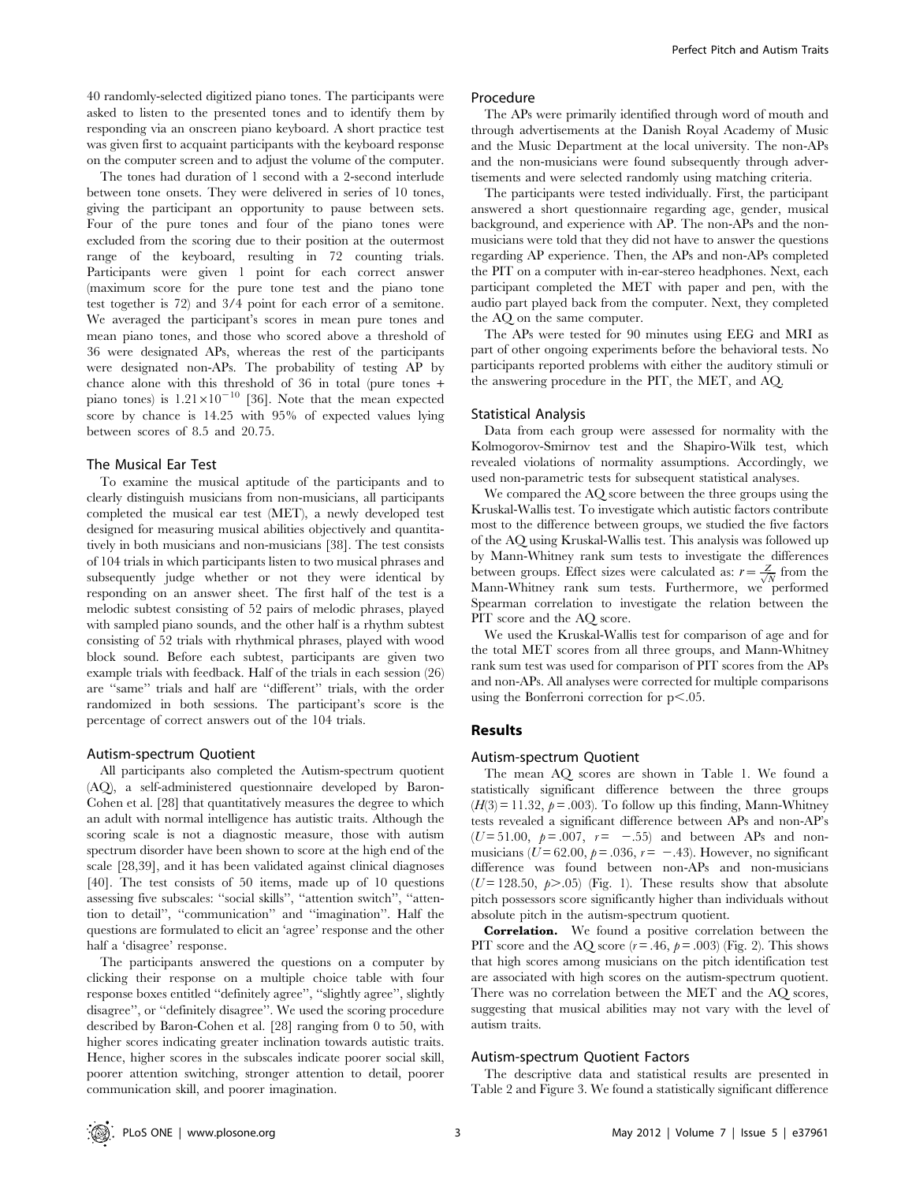40 randomly-selected digitized piano tones. The participants were asked to listen to the presented tones and to identify them by responding via an onscreen piano keyboard. A short practice test was given first to acquaint participants with the keyboard response on the computer screen and to adjust the volume of the computer.

The tones had duration of 1 second with a 2-second interlude between tone onsets. They were delivered in series of 10 tones, giving the participant an opportunity to pause between sets. Four of the pure tones and four of the piano tones were excluded from the scoring due to their position at the outermost range of the keyboard, resulting in 72 counting trials. Participants were given 1 point for each correct answer (maximum score for the pure tone test and the piano tone test together is 72) and 3/4 point for each error of a semitone. We averaged the participant's scores in mean pure tones and mean piano tones, and those who scored above a threshold of 36 were designated APs, whereas the rest of the participants were designated non-APs. The probability of testing AP by chance alone with this threshold of 36 in total (pure tones + piano tones) is $1.21\times10^{-10}$ [36]. Note that the mean expected score by chance is 14.25 with 95% of expected values lying between scores of 8.5 and 20.75.

### The Musical Ear Test

To examine the musical aptitude of the participants and to clearly distinguish musicians from non-musicians, all participants completed the musical ear test (MET), a newly developed test designed for measuring musical abilities objectively and quantitatively in both musicians and non-musicians [38]. The test consists of 104 trials in which participants listen to two musical phrases and subsequently judge whether or not they were identical by responding on an answer sheet. The first half of the test is a melodic subtest consisting of 52 pairs of melodic phrases, played with sampled piano sounds, and the other half is a rhythm subtest consisting of 52 trials with rhythmical phrases, played with wood block sound. Before each subtest, participants are given two example trials with feedback. Half of the trials in each session (26) are "same" trials and half are "different" trials, with the order randomized in both sessions. The participant's score is the percentage of correct answers out of the 104 trials.

### Autism-spectrum Quotient

All participants also completed the Autism-spectrum quotient (AQ), a self-administered questionnaire developed by Baron-Cohen et al. [28] that quantitatively measures the degree to which an adult with normal intelligence has autistic traits. Although the scoring scale is not a diagnostic measure, those with autism spectrum disorder have been shown to score at the high end of the scale [28,39], and it has been validated against clinical diagnoses [40]. The test consists of 50 items, made up of 10 questions assessing five subscales: "social skills", "attention switch", "attention to detail", "communication" and "imagination". Half the questions are formulated to elicit an 'agree' response and the other half a 'disagree' response.

The participants answered the questions on a computer by clicking their response on a multiple choice table with four response boxes entitled "definitely agree", "slightly agree", slightly disagree", or "definitely disagree". We used the scoring procedure described by Baron-Cohen et al. [28] ranging from 0 to 50, with higher scores indicating greater inclination towards autistic traits. Hence, higher scores in the subscales indicate poorer social skill, poorer attention switching, stronger attention to detail, poorer communication skill, and poorer imagination.

### Procedure

The APs were primarily identified through word of mouth and through advertisements at the Danish Royal Academy of Music and the Music Department at the local university. The non-APs and the non-musicians were found subsequently through advertisements and were selected randomly using matching criteria.

The participants were tested individually. First, the participant answered a short questionnaire regarding age, gender, musical background, and experience with AP. The non-APs and the non-musicians were told that they did not have to answer the questions regarding AP experience. Then, the APs and non-APs completed the PIT on a computer with in-ear-stereo headphones. Next, each participant completed the MET with paper and pen, with the audio part played back from the computer. Next, they completed the AQ on the same computer.

The APs were tested for 90 minutes using EEG and MRI as part of other ongoing experiments before the behavioral tests. No participants reported problems with either the auditory stimuli or the answering procedure in the PIT, the MET, and AQ.

### Statistical Analysis

Data from each group were assessed for normality with the Kolmogorov-Smirnov test and the Shapiro-Wilk test, which revealed violations of normality assumptions. Accordingly, we used non-parametric tests for subsequent statistical analyses.

We compared the AQ score between the three groups using the Kruskal-Wallis test. To investigate which autistic factors contribute most to the difference between groups, we studied the five factors of the AQ using Kruskal-Wallis test. This analysis was followed up by Mann-Whitney rank sum tests to investigate the differences between groups. Effect sizes were calculated as: $r=\frac{Z}{\sqrt{N}}$ from the Mann-Whitney rank sum tests. Furthermore, we performed Spearman correlation to investigate the relation between the PIT score and the AQ score.

We used the Kruskal-Wallis test for comparison of age and for the total MET scores from all three groups, and Mann-Whitney rank sum test was used for comparison of PIT scores from the APs and non-APs. All analyses were corrected for multiple comparisons using the Bonferroni correction for $p<.05$.

## Results

### Autism-spectrum Quotient

The mean AQ scores are shown in Table 1. We found a statistically significant difference between the three groups ($H(3)=11.32$, $p=.003$). To follow up this finding, Mann-Whitney tests revealed a significant difference between APs and non-AP's ($U=51.00$, $p=.007$, $r=-.55$) and between APs and non-musicians ($U=62.00$, $p=.036$, $r=-.43$). However, no significant difference was found between non-APs and non-musicians ($U=128.50$, $p>.05$) (Fig. 1). These results show that absolute pitch possessors score significantly higher than individuals without absolute pitch in the autism-spectrum quotient.

**Correlation.** We found a positive correlation between the PIT score and the AQ score ($r=.46$, $p=.003$) (Fig. 2). This shows that high scores among musicians on the pitch identification test are associated with high scores on the autism-spectrum quotient. There was no correlation between the MET and the AQ scores, suggesting that musical abilities may not vary with the level of autism traits.

### Autism-spectrum Quotient Factors

The descriptive data and statistical results are presented in Table 2 and Figure 3. We found a statistically significant difference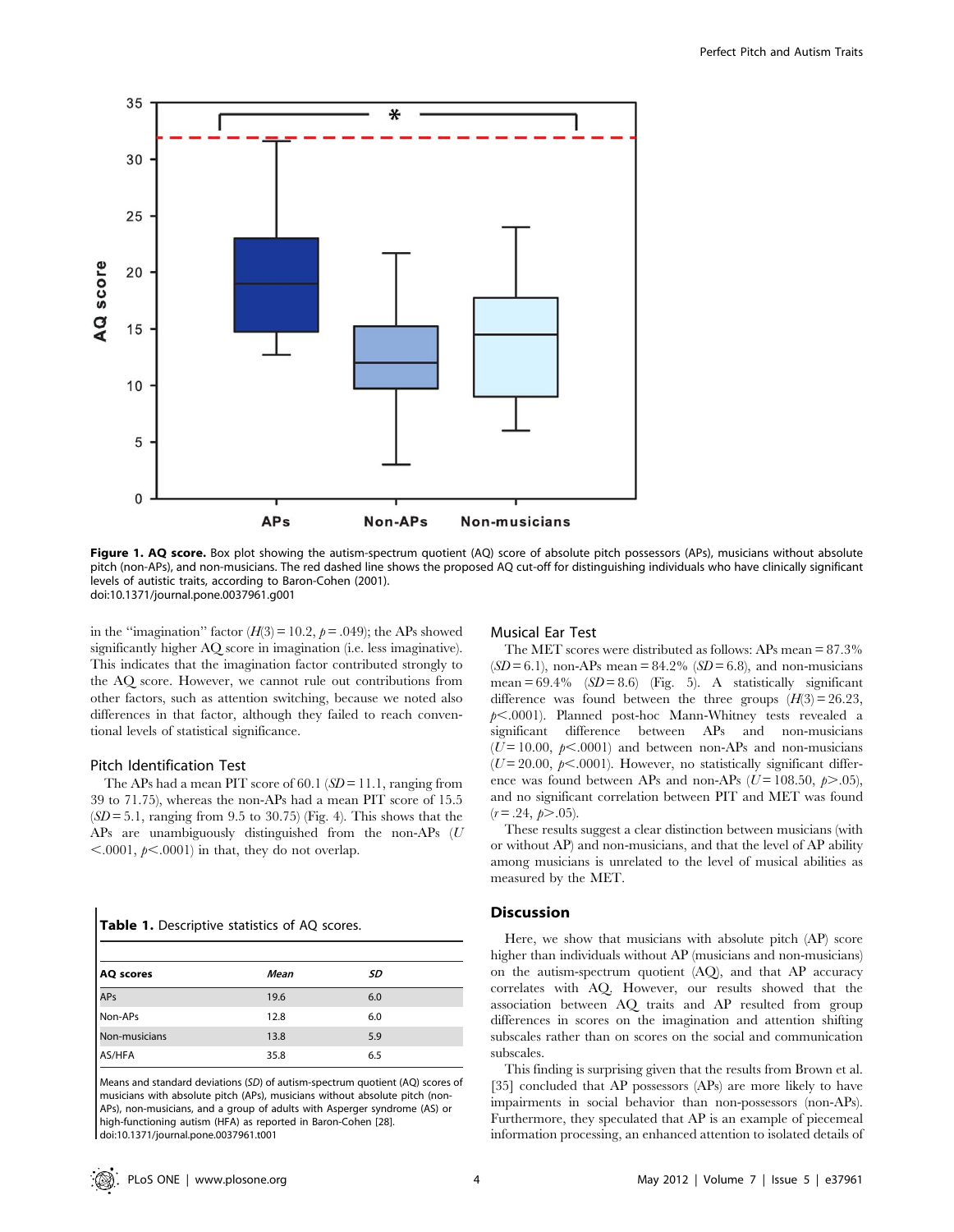Figure 1. AQ score. Box plot showing the autism-spectrum quotient (AQ) score of absolute pitch possessors (APs), musicians without absolute pitch (non-APs), and non-musicians. The red dashed line shows the proposed AQ cut-off for distinguishing individuals who have clinically significant levels of autistic traits, according to Baron-Cohen (2001).
doi:10.1371/journal.pone.0037961.g001

in the "imagination" factor ($H(3) = 10.2$, $p = .049$); the APs showed significantly higher AQ score in imagination (i.e. less imaginative). This indicates that the imagination factor contributed strongly to the AQ score. However, we cannot rule out contributions from other factors, such as attention switching, because we noted also differences in that factor, although they failed to reach conventional levels of statistical significance.

### Pitch Identification Test

The APs had a mean PIT score of 60.1 ($SD = 11.1$, ranging from 39 to 71.75), whereas the non-APs had a mean PIT score of 15.5 ($SD = 5.1$, ranging from 9.5 to 30.75) (Fig. 4). This shows that the APs are unambiguously distinguished from the non-APs ($U < .0001$, $p < .0001$) in that, they do not overlap.

**Table 1.** Descriptive statistics of AQ scores.

| AQ scores | *Mean* | *SD* |
|---|---|---|
| APs | 19.6 | 6.0 |
| Non-APs | 12.8 | 6.0 |
| Non-musicians | 13.8 | 5.9 |
| AS/HFA | 35.8 | 6.5 |

Means and standard deviations (*SD*) of autism-spectrum quotient (AQ) scores of musicians with absolute pitch (APs), musicians without absolute pitch (non-APs), non-musicians, and a group of adults with Asperger syndrome (AS) or high-functioning autism (HFA) as reported in Baron-Cohen [28].
doi:10.1371/journal.pone.0037961.t001

### Musical Ear Test

The MET scores were distributed as follows: APs mean = 87.3% ($SD = 6.1$), non-APs mean = 84.2% ($SD = 6.8$), and non-musicians mean = 69.4% ($SD = 8.6$) (Fig. 5). A statistically significant difference was found between the three groups ($H(3) = 26.23$, $p < .0001$). Planned post-hoc Mann-Whitney tests revealed a significant difference between APs and non-musicians ($U = 10.00$, $p < .0001$) and between non-APs and non-musicians ($U = 20.00$, $p < .0001$). However, no statistically significant difference was found between APs and non-APs ($U = 108.50$, $p > .05$), and no significant correlation between PIT and MET was found ($r = .24$, $p > .05$).

These results suggest a clear distinction between musicians (with or without AP) and non-musicians, and that the level of AP ability among musicians is unrelated to the level of musical abilities as measured by the MET.

## Discussion

Here, we show that musicians with absolute pitch (AP) score higher than individuals without AP (musicians and non-musicians) on the autism-spectrum quotient (AQ), and that AP accuracy correlates with AQ. However, our results showed that the association between AQ traits and AP resulted from group differences in scores on the imagination and attention shifting subscales rather than on scores on the social and communication subscales.

This finding is surprising given that the results from Brown et al. [35] concluded that AP possessors (APs) are more likely to have impairments in social behavior than non-possessors (non-APs). Furthermore, they speculated that AP is an example of piecemeal information processing, an enhanced attention to isolated details of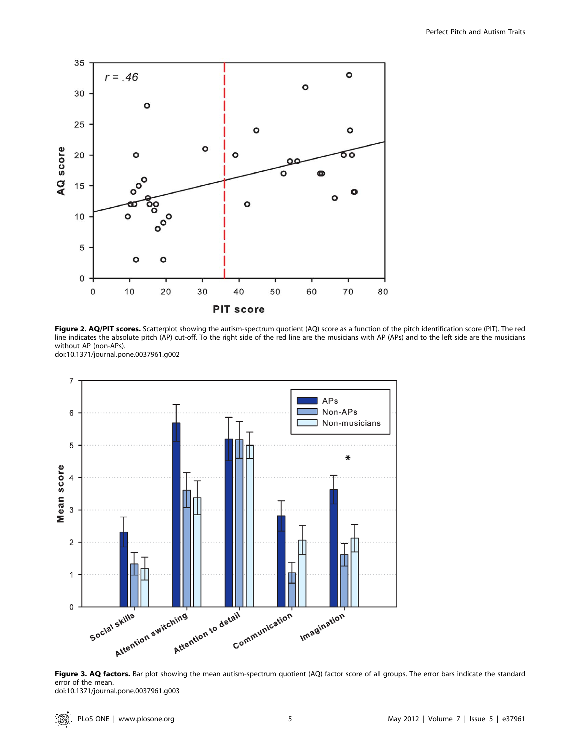**Figure 2. AQ/PIT scores.** Scatterplot showing the autism-spectrum quotient (AQ) score as a function of the pitch identification score (PIT). The red line indicates the absolute pitch (AP) cut-off. To the right side of the red line are the musicians with AP (APs) and to the left side are the musicians without AP (non-APs).
doi:10.1371/journal.pone.0037961.g002

**Figure 3. AQ factors.** Bar plot showing the mean autism-spectrum quotient (AQ) factor score of all groups. The error bars indicate the standard error of the mean.
doi:10.1371/journal.pone.0037961.g003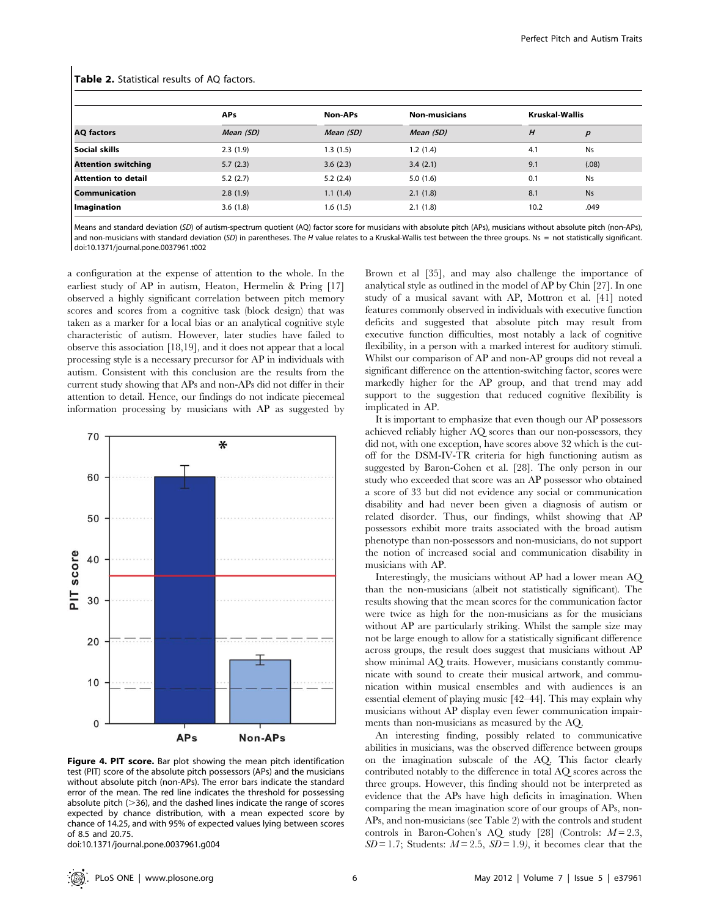**Table 2.** Statistical results of AQ factors.

| | APs | Non-APs | Non-musicians | Kruskal-Wallis | |
|---|---|---|---|---|---|
| **AQ factors** | *Mean (SD)* | *Mean (SD)* | *Mean (SD)* | *H* | *p* |
| **Social skills** | 2.3 (1.9) | 1.3 (1.5) | 1.2 (1.4) | 4.1 | Ns |
| **Attention switching** | 5.7 (2.3) | 3.6 (2.3) | 3.4 (2.1) | 9.1 | (.08) |
| **Attention to detail** | 5.2 (2.7) | 5.2 (2.4) | 5.0 (1.6) | 0.1 | Ns |
| **Communication** | 2.8 (1.9) | 1.1 (1.4) | 2.1 (1.8) | 8.1 | Ns |
| **Imagination** | 3.6 (1.8) | 1.6 (1.5) | 2.1 (1.8) | 10.2 | .049 |

Means and standard deviation (*SD*) of autism-spectrum quotient (AQ) factor score for musicians with absolute pitch (APs), musicians without absolute pitch (non-APs), and non-musicians with standard deviation (*SD*) in parentheses. The *H* value relates to a Kruskal-Wallis test between the three groups. Ns = not statistically significant.
doi:10.1371/journal.pone.0037961.t002

a configuration at the expense of attention to the whole. In the earliest study of AP in autism, Heaton, Hermelin & Pring [17] observed a highly significant correlation between pitch memory scores and scores from a cognitive task (block design) that was taken as a marker for a local bias or an analytical cognitive style characteristic of autism. However, later studies have failed to observe this association [18,19], and it does not appear that a local processing style is a necessary precursor for AP in individuals with autism. Consistent with this conclusion are the results from the current study showing that APs and non-APs did not differ in their attention to detail. Hence, our findings do not indicate piecemeal information processing by musicians with AP as suggested by Brown et al [35], and may also challenge the importance of analytical style as outlined in the model of AP by Chin [27]. In one study of a musical savant with AP, Mottron et al. [41] noted features commonly observed in individuals with executive function deficits and suggested that absolute pitch may result from executive function difficulties, most notably a lack of cognitive flexibility, in a person with a marked interest for auditory stimuli. Whilst our comparison of AP and non-AP groups did not reveal a significant difference on the attention-switching factor, scores were markedly higher for the AP group, and that trend may add support to the suggestion that reduced cognitive flexibility is implicated in AP.

**Figure 4. PIT score.** Bar plot showing the mean pitch identification test (PIT) score of the absolute pitch possessors (APs) and the musicians without absolute pitch (non-APs). The error bars indicate the standard error of the mean. The red line indicates the threshold for possessing absolute pitch (>36), and the dashed lines indicate the range of scores expected by chance distribution, with a mean expected score by chance of 14.25, and with 95% of expected values lying between scores of 8.5 and 20.75.
doi:10.1371/journal.pone.0037961.g004

It is important to emphasize that even though our AP possessors achieved reliably higher AQ scores than our non-possessors, they did not, with one exception, have scores above 32 which is the cut-off for the DSM-IV-TR criteria for high functioning autism as suggested by Baron-Cohen et al. [28]. The only person in our study who exceeded that score was an AP possessor who obtained a score of 33 but did not evidence any social or communication disability and had never been given a diagnosis of autism or related disorder. Thus, our findings, whilst showing that AP possessors exhibit more traits associated with the broad autism phenotype than non-possessors and non-musicians, do not support the notion of increased social and communication disability in musicians with AP.

Interestingly, the musicians without AP had a lower mean AQ than the non-musicians (albeit not statistically significant). The results showing that the mean scores for the communication factor were twice as high for the non-musicians as for the musicians without AP are particularly striking. Whilst the sample size may not be large enough to allow for a statistically significant difference across groups, the result does suggest that musicians without AP show minimal AQ traits. However, musicians constantly communicate with sound to create their musical artwork, and communication within musical ensembles and with audiences is an essential element of playing music [42–44]. This may explain why musicians without AP display even fewer communication impairments than non-musicians as measured by the AQ.

An interesting finding, possibly related to communicative abilities in musicians, was the observed difference between groups on the imagination subscale of the AQ. This factor clearly contributed notably to the difference in total AQ scores across the three groups. However, this finding should not be interpreted as evidence that the APs have high deficits in imagination. When comparing the mean imagination score of our groups of APs, non-APs, and non-musicians (see Table 2) with the controls and student controls in Baron-Cohen's AQ study [28] (Controls: $M = 2.3$, $SD = 1.7$; Students: $M = 2.5$, $SD = 1.9$), it becomes clear that the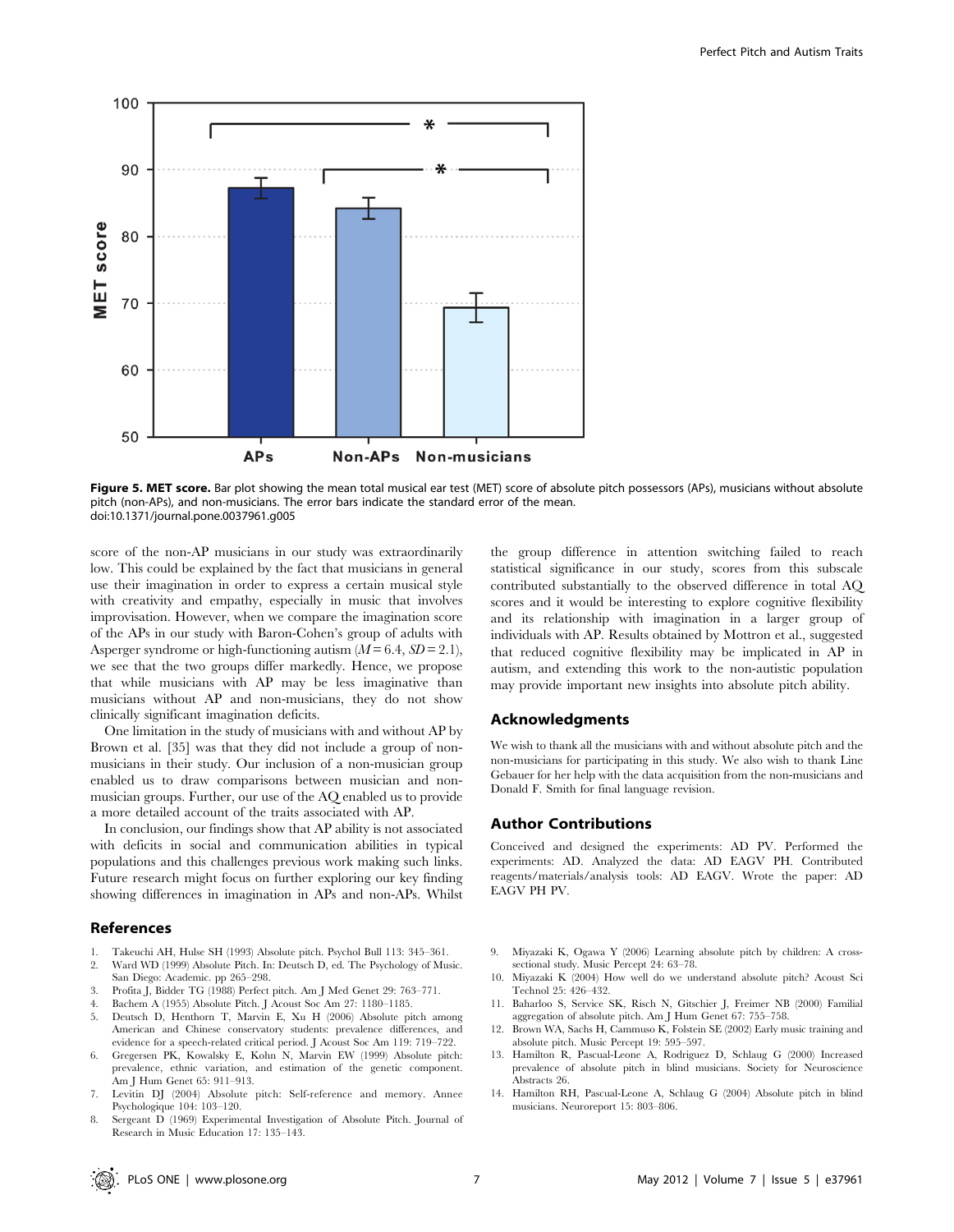Figure 5. MET score. Bar plot showing the mean total musical ear test (MET) score of absolute pitch possessors (APs), musicians without absolute pitch (non-APs), and non-musicians. The error bars indicate the standard error of the mean.
doi:10.1371/journal.pone.0037961.g005

score of the non-AP musicians in our study was extraordinarily low. This could be explained by the fact that musicians in general use their imagination in order to express a certain musical style with creativity and empathy, especially in music that involves improvisation. However, when we compare the imagination score of the APs in our study with Baron-Cohen's group of adults with Asperger syndrome or high-functioning autism ($M = 6.4$, $SD = 2.1$), we see that the two groups differ markedly. Hence, we propose that while musicians with AP may be less imaginative than musicians without AP and non-musicians, they do not show clinically significant imagination deficits.

One limitation in the study of musicians with and without AP by Brown et al. [35] was that they did not include a group of non-musicians in their study. Our inclusion of a non-musician group enabled us to draw comparisons between musician and non-musician groups. Further, our use of the AQ enabled us to provide a more detailed account of the traits associated with AP.

In conclusion, our findings show that AP ability is not associated with deficits in social and communication abilities in typical populations and this challenges previous work making such links. Future research might focus on further exploring our key finding showing differences in imagination in APs and non-APs. Whilst the group difference in attention switching failed to reach statistical significance in our study, scores from this subscale contributed substantially to the observed difference in total AQ scores and it would be interesting to explore cognitive flexibility and its relationship with imagination in a larger group of individuals with AP. Results obtained by Mottron et al., suggested that reduced cognitive flexibility may be implicated in AP in autism, and extending this work to the non-autistic population may provide important new insights into absolute pitch ability.

## Acknowledgments

We wish to thank all the musicians with and without absolute pitch and the non-musicians for participating in this study. We also wish to thank Line Gebauer for her help with the data acquisition from the non-musicians and Donald F. Smith for final language revision.

## Author Contributions

Conceived and designed the experiments: AD PV. Performed the experiments: AD. Analyzed the data: AD EAGV PH. Contributed reagents/materials/analysis tools: AD EAGV. Wrote the paper: AD EAGV PH PV.

## References

1. Takeuchi AH, Hulse SH (1993) Absolute pitch. Psychol Bull 113: 345–361.
2. Ward WD (1999) Absolute Pitch. In: Deutsch D, ed. The Psychology of Music. San Diego: Academic. pp 265–298.
3. Profita J, Bidder TG (1988) Perfect pitch. Am J Med Genet 29: 763–771.
4. Bachem A (1955) Absolute Pitch. J Acoust Soc Am 27: 1180–1185.
5. Deutsch D, Henthorn T, Marvin E, Xu H (2006) Absolute pitch among American and Chinese conservatory students: prevalence differences, and evidence for a speech-related critical period. J Acoust Soc Am 119: 719–722.
6. Gregersen PK, Kowalsky E, Kohn N, Marvin EW (1999) Absolute pitch: prevalence, ethnic variation, and estimation of the genetic component. Am J Hum Genet 65: 911–913.
7. Levitin DJ (2004) Absolute pitch: Self-reference and memory. Annee Psychologique 104: 103–120.
8. Sergeant D (1969) Experimental Investigation of Absolute Pitch. Journal of Research in Music Education 17: 135–143.
9. Miyazaki K, Ogawa Y (2006) Learning absolute pitch by children: A cross-sectional study. Music Percept 24: 63–78.
10. Miyazaki K (2004) How well do we understand absolute pitch? Acoust Sci Technol 25: 426–432.
11. Baharloo S, Service SK, Risch N, Gitschier J, Freimer NB (2000) Familial aggregation of absolute pitch. Am J Hum Genet 67: 755–758.
12. Brown WA, Sachs H, Cammuso K, Folstein SE (2002) Early music training and absolute pitch. Music Percept 19: 595–597.
13. Hamilton R, Pascual-Leone A, Rodriguez D, Schlaug G (2000) Increased prevalence of absolute pitch in blind musicians. Society for Neuroscience Abstracts 26.
14. Hamilton RH, Pascual-Leone A, Schlaug G (2004) Absolute pitch in blind musicians. Neuroreport 15: 803–806.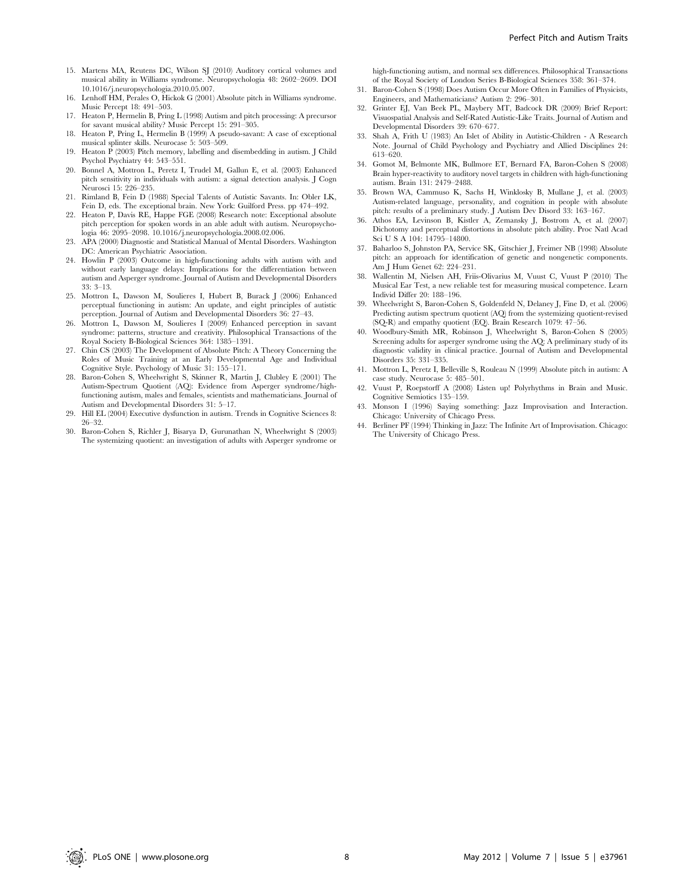15. Martens MA, Reutens DC, Wilson SJ (2010) Auditory cortical volumes and musical ability in Williams syndrome. Neuropsychologia 48: 2602–2609. DOI 10.1016/j.neuropsychologia.2010.05.007.
16. Lenhoff HM, Perales O, Hickok G (2001) Absolute pitch in Williams syndrome. Music Percept 18: 491–503.
17. Heaton P, Hermelin B, Pring L (1998) Autism and pitch processing: A precursor for savant musical ability? Music Percept 15: 291–305.
18. Heaton P, Pring L, Hermelin B (1999) A pseudo-savant: A case of exceptional musical splinter skills. Neurocase 5: 503–509.
19. Heaton P (2003) Pitch memory, labelling and disembedding in autism. J Child Psychol Psychiatry 44: 543–551.
20. Bonnel A, Mottron L, Peretz I, Trudel M, Gallun E, et al. (2003) Enhanced pitch sensitivity in individuals with autism: a signal detection analysis. J Cogn Neurosci 15: 226–235.
21. Rimland B, Fein D (1988) Special Talents of Autistic Savants. In: Obler LK, Fein D, eds. The exceptional brain. New York: Guilford Press. pp 474–492.
22. Heaton P, Davis RE, Happe FGE (2008) Research note: Exceptional absolute pitch perception for spoken words in an able adult with autism. Neuropsychologia 46: 2095–2098. 10.1016/j.neuropsychologia.2008.02.006.
23. APA (2000) Diagnostic and Statistical Manual of Mental Disorders. Washington DC: American Psychiatric Association.
24. Howlin P (2003) Outcome in high-functioning adults with autism with and without early language delays: Implications for the differentiation between autism and Asperger syndrome. Journal of Autism and Developmental Disorders 33: 3–13.
25. Mottron L, Dawson M, Soulieres I, Hubert B, Burack J (2006) Enhanced perceptual functioning in autism: An update, and eight principles of autistic perception. Journal of Autism and Developmental Disorders 36: 27–43.
26. Mottron L, Dawson M, Soulieres I (2009) Enhanced perception in savant syndrome: patterns, structure and creativity. Philosophical Transactions of the Royal Society B-Biological Sciences 364: 1385–1391.
27. Chin CS (2003) The Development of Absolute Pitch: A Theory Concerning the Roles of Music Training at an Early Developmental Age and Individual Cognitive Style. Psychology of Music 31: 155–171.
28. Baron-Cohen S, Wheelwright S, Skinner R, Martin J, Clubley E (2001) The Autism-Spectrum Quotient (AQ): Evidence from Asperger syndrome/high-functioning autism, males and females, scientists and mathematicians. Journal of Autism and Developmental Disorders 31: 5–17.
29. Hill EL (2004) Executive dysfunction in autism. Trends in Cognitive Sciences 8: 26–32.
30. Baron-Cohen S, Richler J, Bisarya D, Gurunathan N, Wheelwright S (2003) The systemizing quotient: an investigation of adults with Asperger syndrome or high-functioning autism, and normal sex differences. Philosophical Transactions of the Royal Society of London Series B-Biological Sciences 358: 361–374.
31. Baron-Cohen S (1998) Does Autism Occur More Often in Families of Physicists, Engineers, and Mathematicians? Autism 2: 296–301.
32. Grinter EJ, Van Beek PL, Maybery MT, Badcock DR (2009) Brief Report: Visuospatial Analysis and Self-Rated Autistic-Like Traits. Journal of Autism and Developmental Disorders 39: 670–677.
33. Shah A, Frith U (1983) An Islet of Ability in Autistic-Children - A Research Note. Journal of Child Psychology and Psychiatry and Allied Disciplines 24: 613–620.
34. Gomot M, Belmonte MK, Bullmore ET, Bernard FA, Baron-Cohen S (2008) Brain hyper-reactivity to auditory novel targets in children with high-functioning autism. Brain 131: 2479–2488.
35. Brown WA, Cammuso K, Sachs H, Winklosky B, Mullane J, et al. (2003) Autism-related language, personality, and cognition in people with absolute pitch: results of a preliminary study. J Autism Dev Disord 33: 163–167.
36. Athos EA, Levinson B, Kistler A, Zemansky J, Bostrom A, et al. (2007) Dichotomy and perceptual distortions in absolute pitch ability. Proc Natl Acad Sci U S A 104: 14795–14800.
37. Baharloo S, Johnston PA, Service SK, Gitschier J, Freimer NB (1998) Absolute pitch: an approach for identification of genetic and nongenetic components. Am J Hum Genet 62: 224–231.
38. Wallentin M, Nielsen AH, Friis-Olivarius M, Vuust C, Vuust P (2010) The Musical Ear Test, a new reliable test for measuring musical competence. Learn Individ Differ 20: 188–196.
39. Wheelwright S, Baron-Cohen S, Goldenfeld N, Delaney J, Fine D, et al. (2006) Predicting autism spectrum quotient (AQ) from the systemizing quotient-revised (SQ-R) and empathy quotient (EQ). Brain Research 1079: 47–56.
40. Woodbury-Smith MR, Robinson J, Wheelwright S, Baron-Cohen S (2005) Screening adults for asperger syndrome using the AQ: A preliminary study of its diagnostic validity in clinical practice. Journal of Autism and Developmental Disorders 35: 331–335.
41. Mottron L, Peretz I, Belleville S, Rouleau N (1999) Absolute pitch in autism: A case study. Neurocase 5: 485–501.
42. Vuust P, Roepstorff A (2008) Listen up! Polyrhythms in Brain and Music. Cognitive Semiotics 135–159.
43. Monson I (1996) Saying something: Jazz Improvisation and Interaction. Chicago: University of Chicago Press.
44. Berliner PF (1994) Thinking in Jazz: The Infinite Art of Improvisation. Chicago: The University of Chicago Press.